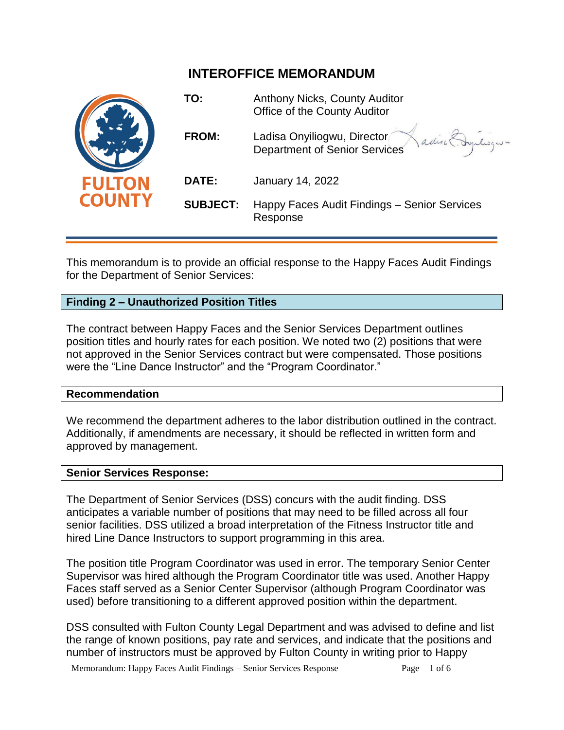# INTEROFFICE MEMORANDUM

FULTON COUNTY

**TO:** Anthony Nicks, County Auditor
Office of the County Auditor

**FROM:** Ladisa Onyiliogwu, Director
Department of Senior Services

**DATE:** January 14, 2022

**SUBJECT:** Happy Faces Audit Findings – Senior Services Response

---

This memorandum is to provide an official response to the Happy Faces Audit Findings for the Department of Senior Services:

## Finding 2 – Unauthorized Position Titles

The contract between Happy Faces and the Senior Services Department outlines position titles and hourly rates for each position. We noted two (2) positions that were not approved in the Senior Services contract but were compensated. Those positions were the "Line Dance Instructor" and the "Program Coordinator."

### Recommendation

We recommend the department adheres to the labor distribution outlined in the contract. Additionally, if amendments are necessary, it should be reflected in written form and approved by management.

### Senior Services Response:

The Department of Senior Services (DSS) concurs with the audit finding. DSS anticipates a variable number of positions that may need to be filled across all four senior facilities. DSS utilized a broad interpretation of the Fitness Instructor title and hired Line Dance Instructors to support programming in this area.

The position title Program Coordinator was used in error. The temporary Senior Center Supervisor was hired although the Program Coordinator title was used. Another Happy Faces staff served as a Senior Center Supervisor (although Program Coordinator was used) before transitioning to a different approved position within the department.

DSS consulted with Fulton County Legal Department and was advised to define and list the range of known positions, pay rate and services, and indicate that the positions and number of instructors must be approved by Fulton County in writing prior to Happy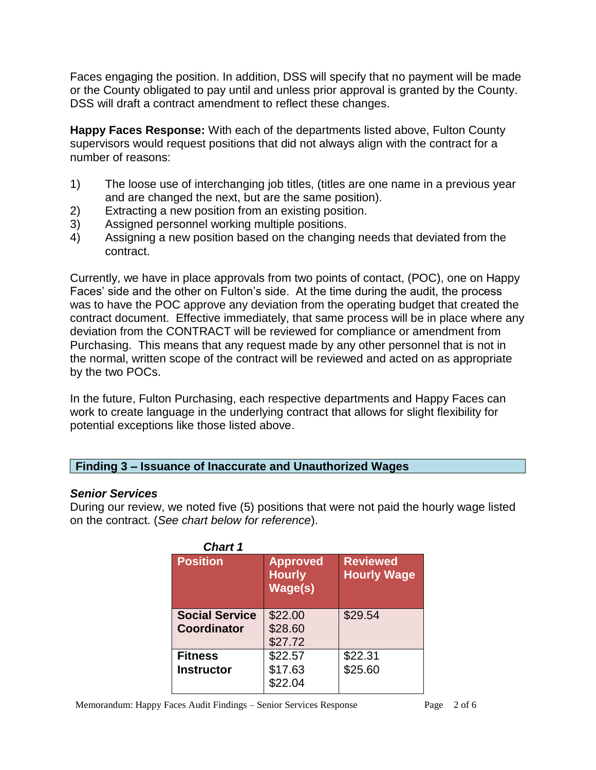Faces engaging the position. In addition, DSS will specify that no payment will be made or the County obligated to pay until and unless prior approval is granted by the County. DSS will draft a contract amendment to reflect these changes.

**Happy Faces Response:** With each of the departments listed above, Fulton County supervisors would request positions that did not always align with the contract for a number of reasons:

1) The loose use of interchanging job titles, (titles are one name in a previous year and are changed the next, but are the same position).
2) Extracting a new position from an existing position.
3) Assigned personnel working multiple positions.
4) Assigning a new position based on the changing needs that deviated from the contract.

Currently, we have in place approvals from two points of contact, (POC), one on Happy Faces' side and the other on Fulton's side. At the time during the audit, the process was to have the POC approve any deviation from the operating budget that created the contract document. Effective immediately, that same process will be in place where any deviation from the CONTRACT will be reviewed for compliance or amendment from Purchasing. This means that any request made by any other personnel that is not in the normal, written scope of the contract will be reviewed and acted on as appropriate by the two POCs.

In the future, Fulton Purchasing, each respective departments and Happy Faces can work to create language in the underlying contract that allows for slight flexibility for potential exceptions like those listed above.

## Finding 3 – Issuance of Inaccurate and Unauthorized Wages

### *Senior Services*

During our review, we noted five (5) positions that were not paid the hourly wage listed on the contract. (*See chart below for reference*).

***Chart 1***

| Position | Approved Hourly Wage(s) | Reviewed Hourly Wage |
|---|---|---|
| **Social Service Coordinator** | $22.00<br>$28.60<br>$27.72 | $29.54 |
| **Fitness Instructor** | $22.57<br>$17.63<br>$22.04 | $22.31<br>$25.60 |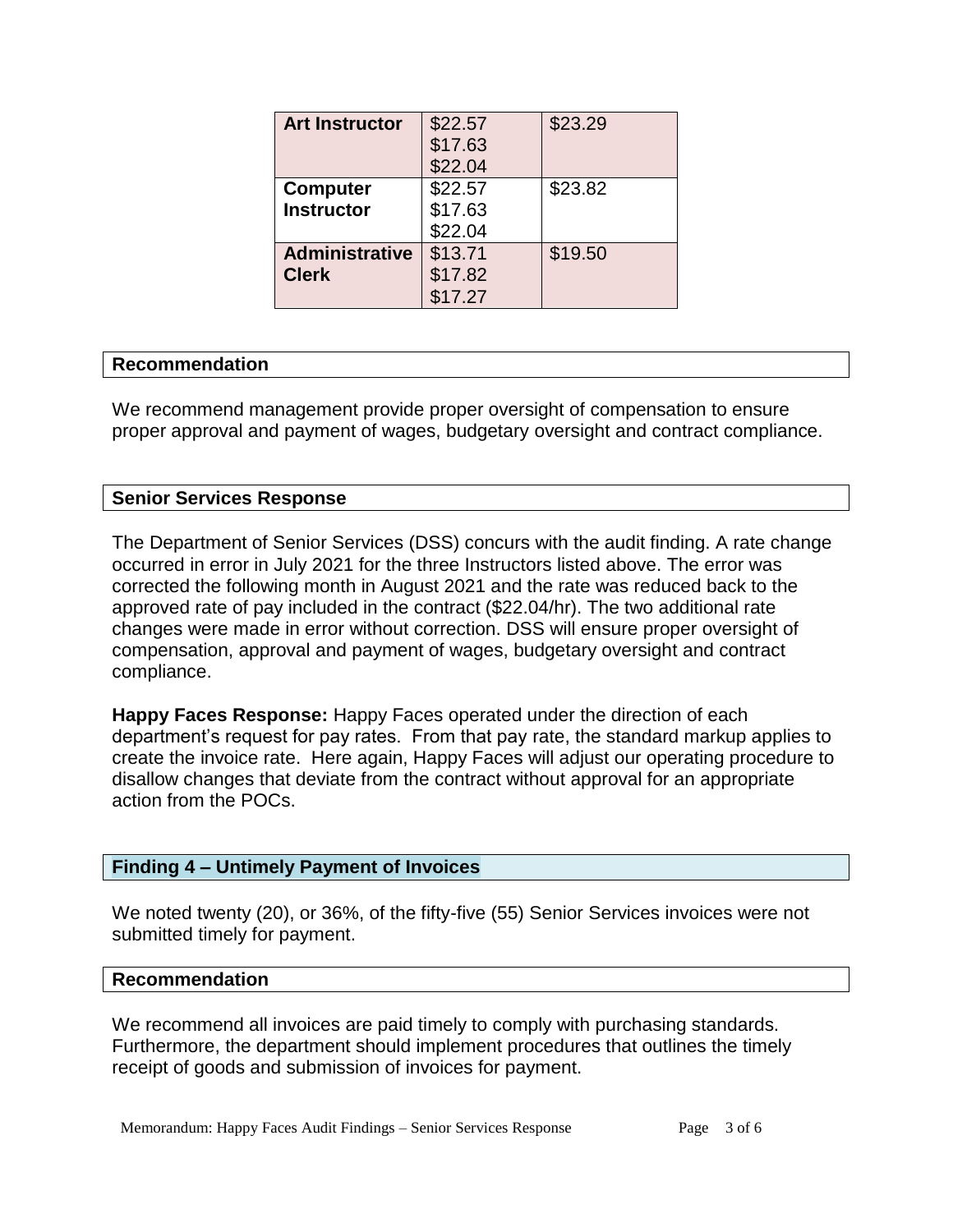| | | |
|---|---|---|
| **Art Instructor** | \$22.57<br>\$17.63<br>\$22.04 | \$23.29 |
| **Computer Instructor** | \$22.57<br>\$17.63<br>\$22.04 | \$23.82 |
| **Administrative Clerk** | \$13.71<br>\$17.82<br>\$17.27 | \$19.50 |

**Recommendation**

We recommend management provide proper oversight of compensation to ensure proper approval and payment of wages, budgetary oversight and contract compliance.

**Senior Services Response**

The Department of Senior Services (DSS) concurs with the audit finding. A rate change occurred in error in July 2021 for the three Instructors listed above. The error was corrected the following month in August 2021 and the rate was reduced back to the approved rate of pay included in the contract (\$22.04/hr). The two additional rate changes were made in error without correction. DSS will ensure proper oversight of compensation, approval and payment of wages, budgetary oversight and contract compliance.

**Happy Faces Response:** Happy Faces operated under the direction of each department's request for pay rates. From that pay rate, the standard markup applies to create the invoice rate. Here again, Happy Faces will adjust our operating procedure to disallow changes that deviate from the contract without approval for an appropriate action from the POCs.

**Finding 4 – Untimely Payment of Invoices**

We noted twenty (20), or 36%, of the fifty-five (55) Senior Services invoices were not submitted timely for payment.

**Recommendation**

We recommend all invoices are paid timely to comply with purchasing standards. Furthermore, the department should implement procedures that outlines the timely receipt of goods and submission of invoices for payment.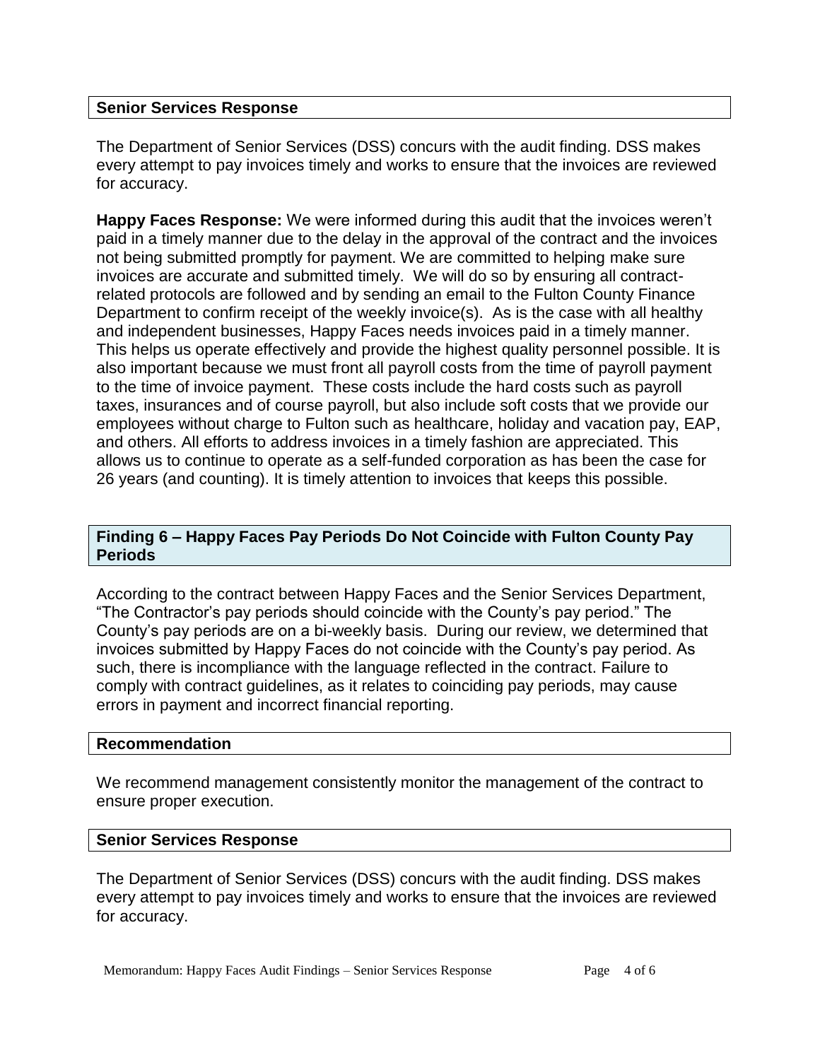### Senior Services Response

The Department of Senior Services (DSS) concurs with the audit finding. DSS makes every attempt to pay invoices timely and works to ensure that the invoices are reviewed for accuracy.

**Happy Faces Response:** We were informed during this audit that the invoices weren't paid in a timely manner due to the delay in the approval of the contract and the invoices not being submitted promptly for payment. We are committed to helping make sure invoices are accurate and submitted timely. We will do so by ensuring all contract-related protocols are followed and by sending an email to the Fulton County Finance Department to confirm receipt of the weekly invoice(s). As is the case with all healthy and independent businesses, Happy Faces needs invoices paid in a timely manner. This helps us operate effectively and provide the highest quality personnel possible. It is also important because we must front all payroll costs from the time of payroll payment to the time of invoice payment. These costs include the hard costs such as payroll taxes, insurances and of course payroll, but also include soft costs that we provide our employees without charge to Fulton such as healthcare, holiday and vacation pay, EAP, and others. All efforts to address invoices in a timely fashion are appreciated. This allows us to continue to operate as a self-funded corporation as has been the case for 26 years (and counting). It is timely attention to invoices that keeps this possible.

## Finding 6 – Happy Faces Pay Periods Do Not Coincide with Fulton County Pay Periods

According to the contract between Happy Faces and the Senior Services Department, "The Contractor's pay periods should coincide with the County's pay period." The County's pay periods are on a bi-weekly basis. During our review, we determined that invoices submitted by Happy Faces do not coincide with the County's pay period. As such, there is incompliance with the language reflected in the contract. Failure to comply with contract guidelines, as it relates to coinciding pay periods, may cause errors in payment and incorrect financial reporting.

### Recommendation

We recommend management consistently monitor the management of the contract to ensure proper execution.

### Senior Services Response

The Department of Senior Services (DSS) concurs with the audit finding. DSS makes every attempt to pay invoices timely and works to ensure that the invoices are reviewed for accuracy.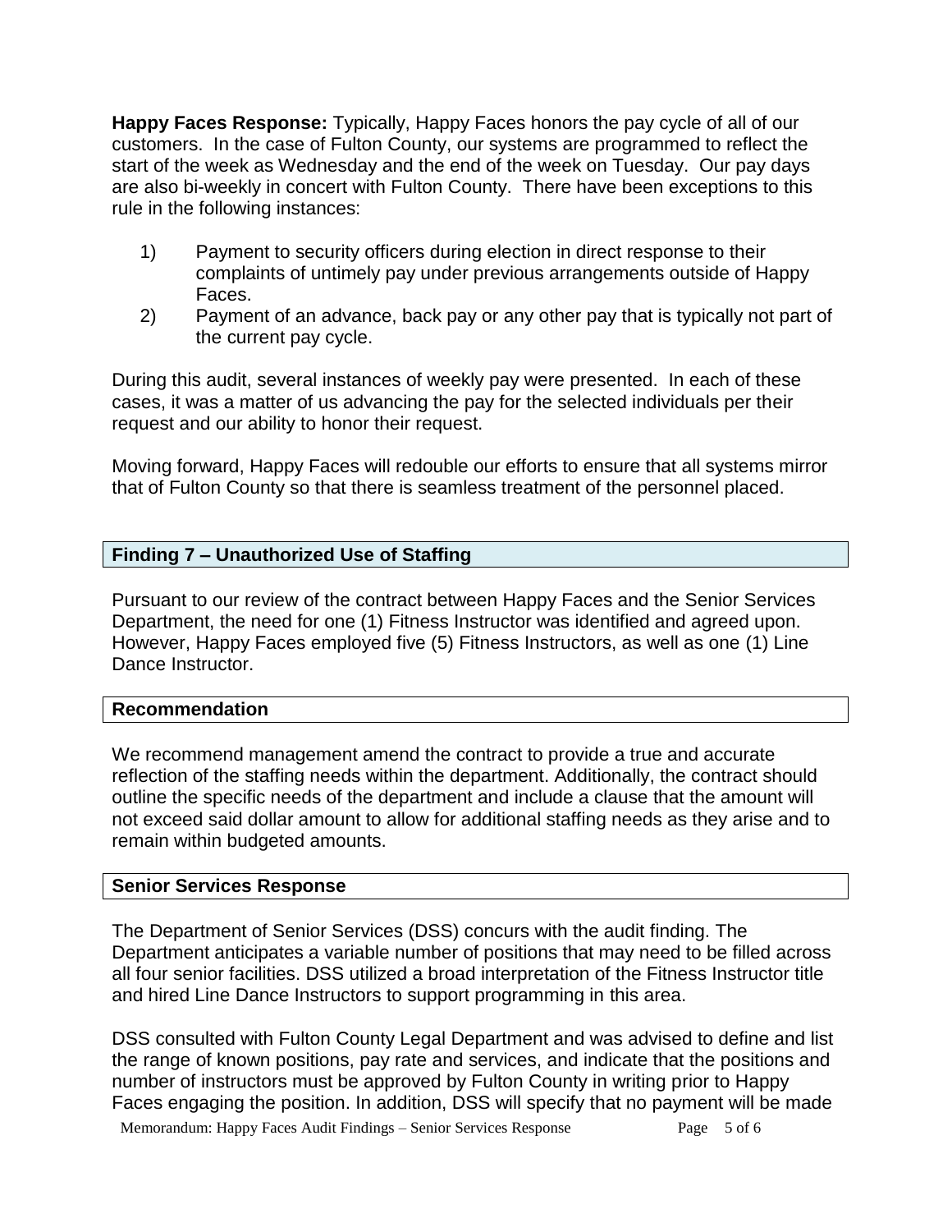**Happy Faces Response:** Typically, Happy Faces honors the pay cycle of all of our customers. In the case of Fulton County, our systems are programmed to reflect the start of the week as Wednesday and the end of the week on Tuesday. Our pay days are also bi-weekly in concert with Fulton County. There have been exceptions to this rule in the following instances:

1) Payment to security officers during election in direct response to their complaints of untimely pay under previous arrangements outside of Happy Faces.
2) Payment of an advance, back pay or any other pay that is typically not part of the current pay cycle.

During this audit, several instances of weekly pay were presented. In each of these cases, it was a matter of us advancing the pay for the selected individuals per their request and our ability to honor their request.

Moving forward, Happy Faces will redouble our efforts to ensure that all systems mirror that of Fulton County so that there is seamless treatment of the personnel placed.

## Finding 7 – Unauthorized Use of Staffing

Pursuant to our review of the contract between Happy Faces and the Senior Services Department, the need for one (1) Fitness Instructor was identified and agreed upon. However, Happy Faces employed five (5) Fitness Instructors, as well as one (1) Line Dance Instructor.

### Recommendation

We recommend management amend the contract to provide a true and accurate reflection of the staffing needs within the department. Additionally, the contract should outline the specific needs of the department and include a clause that the amount will not exceed said dollar amount to allow for additional staffing needs as they arise and to remain within budgeted amounts.

### Senior Services Response

The Department of Senior Services (DSS) concurs with the audit finding. The Department anticipates a variable number of positions that may need to be filled across all four senior facilities. DSS utilized a broad interpretation of the Fitness Instructor title and hired Line Dance Instructors to support programming in this area.

DSS consulted with Fulton County Legal Department and was advised to define and list the range of known positions, pay rate and services, and indicate that the positions and number of instructors must be approved by Fulton County in writing prior to Happy Faces engaging the position. In addition, DSS will specify that no payment will be made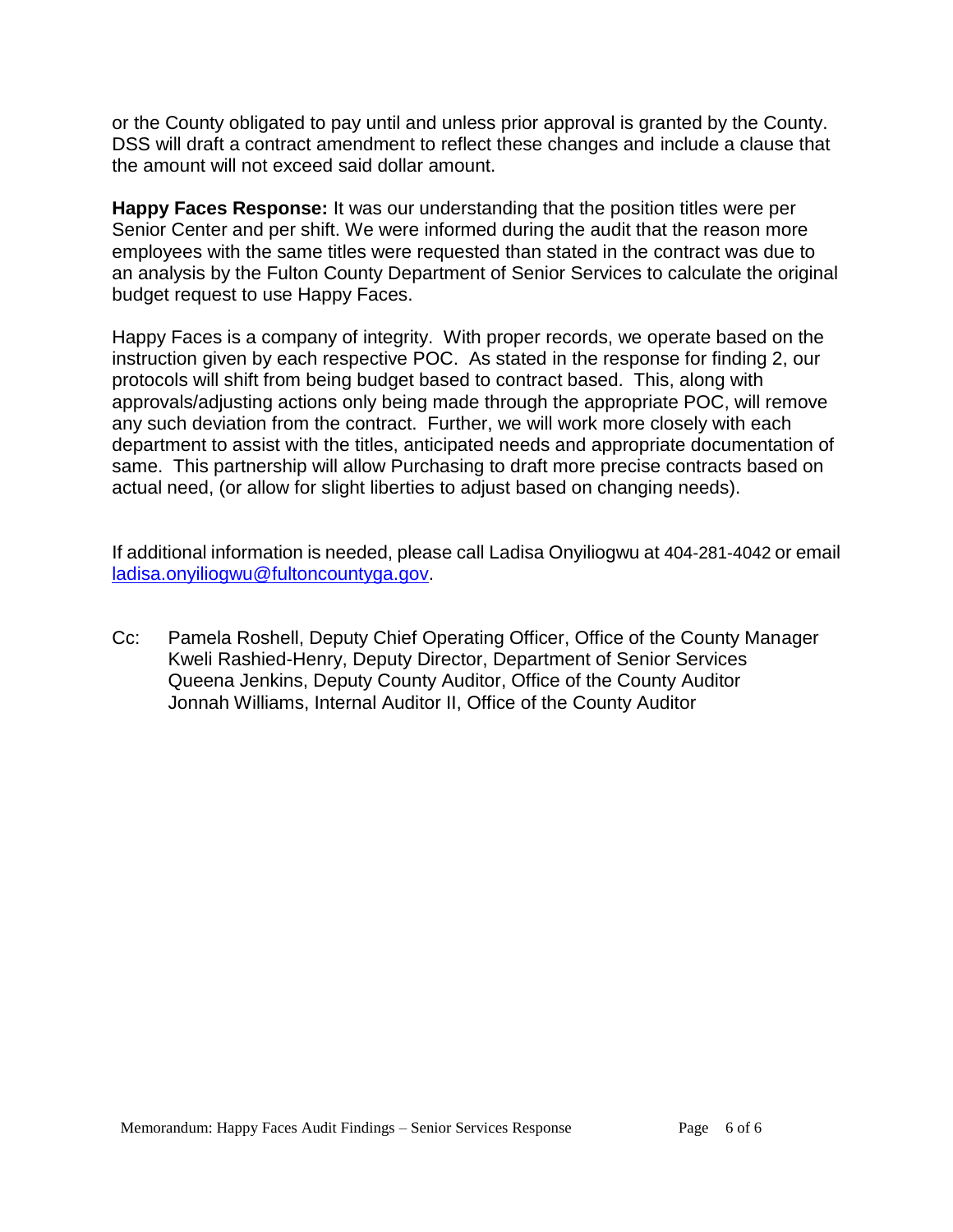or the County obligated to pay until and unless prior approval is granted by the County. DSS will draft a contract amendment to reflect these changes and include a clause that the amount will not exceed said dollar amount.

**Happy Faces Response:** It was our understanding that the position titles were per Senior Center and per shift. We were informed during the audit that the reason more employees with the same titles were requested than stated in the contract was due to an analysis by the Fulton County Department of Senior Services to calculate the original budget request to use Happy Faces.

Happy Faces is a company of integrity. With proper records, we operate based on the instruction given by each respective POC. As stated in the response for finding 2, our protocols will shift from being budget based to contract based. This, along with approvals/adjusting actions only being made through the appropriate POC, will remove any such deviation from the contract. Further, we will work more closely with each department to assist with the titles, anticipated needs and appropriate documentation of same. This partnership will allow Purchasing to draft more precise contracts based on actual need, (or allow for slight liberties to adjust based on changing needs).

If additional information is needed, please call Ladisa Onyiliogwu at 404-281-4042 or email [ladisa.onyiliogwu@fultoncountyga.gov](mailto:ladisa.onyiliogwu@fultoncountyga.gov).

Cc: Pamela Roshell, Deputy Chief Operating Officer, Office of the County Manager
Kweli Rashied-Henry, Deputy Director, Department of Senior Services
Queena Jenkins, Deputy County Auditor, Office of the County Auditor
Jonnah Williams, Internal Auditor II, Office of the County Auditor